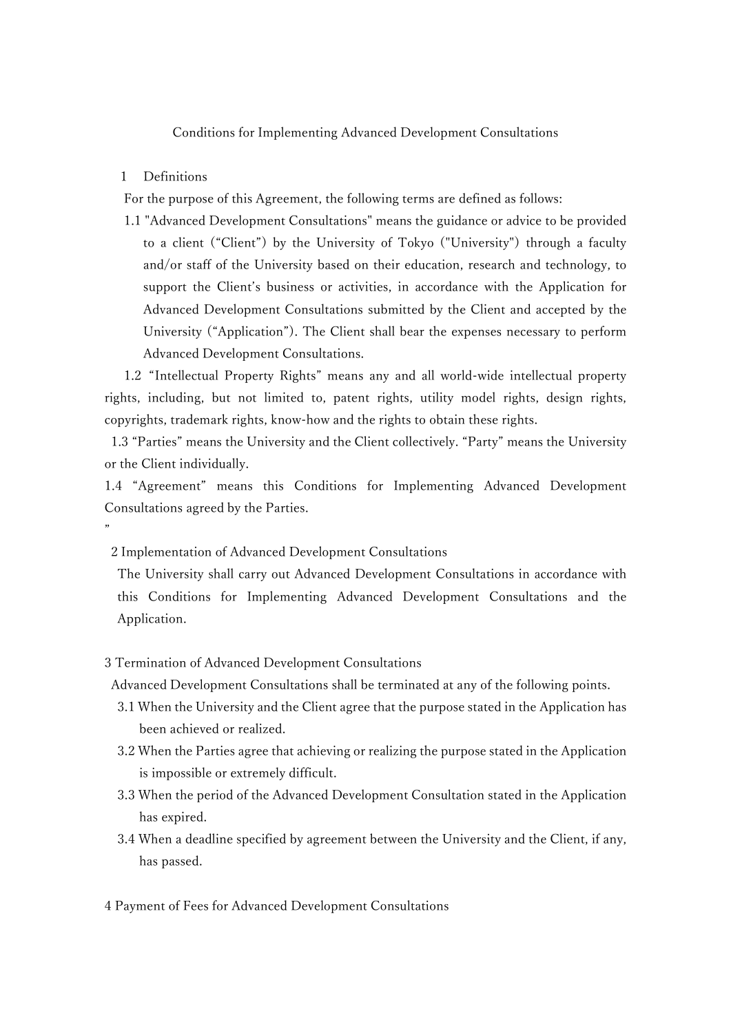# Conditions for Implementing Advanced Development Consultations

## 1 Definitions

For the purpose of this Agreement, the following terms are defined as follows:

1.1 "Advanced Development Consultations" means the guidance or advice to be provided to a client ("Client") by the University of Tokyo ("University") through a faculty and/or staff of the University based on their education, research and technology, to support the Client's business or activities, in accordance with the Application for Advanced Development Consultations submitted by the Client and accepted by the University ("Application"). The Client shall bear the expenses necessary to perform Advanced Development Consultations.

1.2 "Intellectual Property Rights" means any and all world-wide intellectual property rights, including, but not limited to, patent rights, utility model rights, design rights, copyrights, trademark rights, know-how and the rights to obtain these rights.

1.3 "Parties" means the University and the Client collectively. "Party" means the University or the Client individually.

1.4 "Agreement" means this Conditions for Implementing Advanced Development Consultations agreed by the Parties.

"

## 2 Implementation of Advanced Development Consultations

The University shall carry out Advanced Development Consultations in accordance with this Conditions for Implementing Advanced Development Consultations and the Application.

## 3 Termination of Advanced Development Consultations

Advanced Development Consultations shall be terminated at any of the following points.

3.1 When the University and the Client agree that the purpose stated in the Application has been achieved or realized.

3.2 When the Parties agree that achieving or realizing the purpose stated in the Application is impossible or extremely difficult.

3.3 When the period of the Advanced Development Consultation stated in the Application has expired.

3.4 When a deadline specified by agreement between the University and the Client, if any, has passed.

## 4 Payment of Fees for Advanced Development Consultations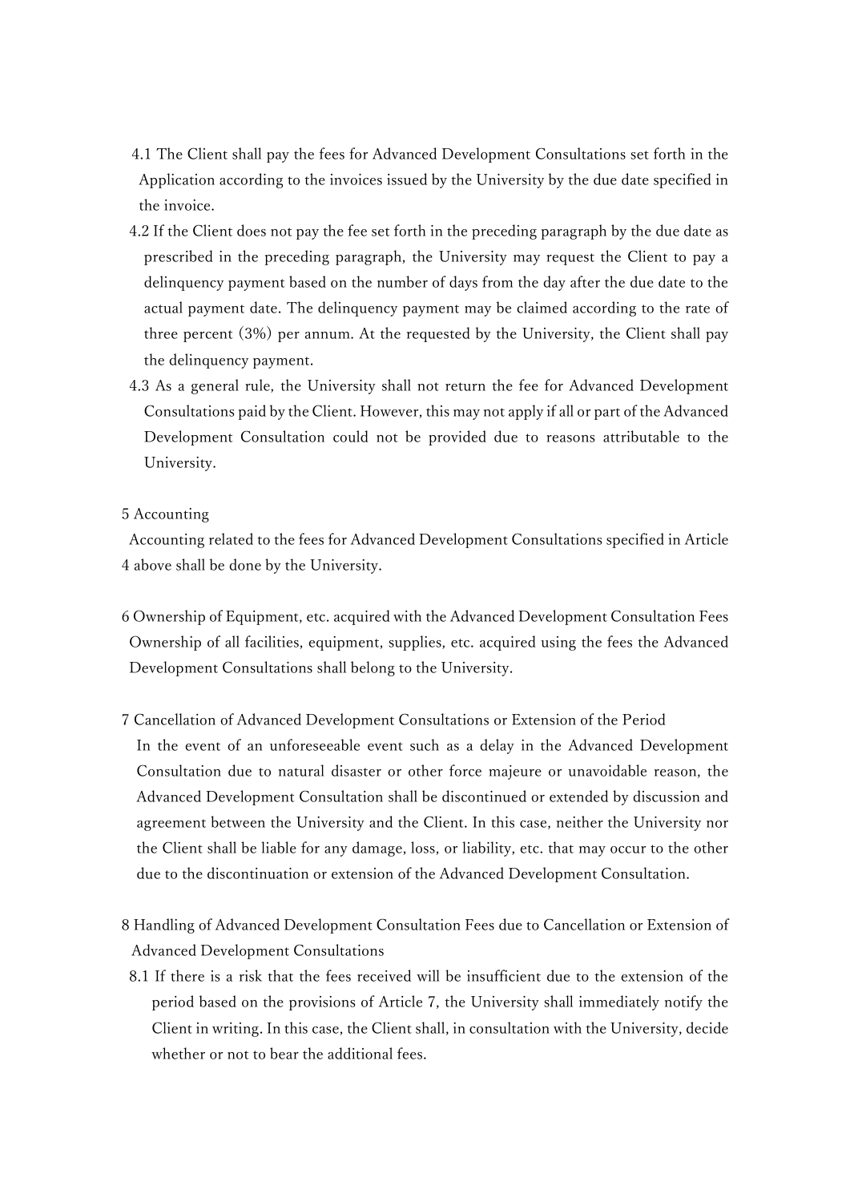4.1 The Client shall pay the fees for Advanced Development Consultations set forth in the Application according to the invoices issued by the University by the due date specified in the invoice.

4.2 If the Client does not pay the fee set forth in the preceding paragraph by the due date as prescribed in the preceding paragraph, the University may request the Client to pay a delinquency payment based on the number of days from the day after the due date to the actual payment date. The delinquency payment may be claimed according to the rate of three percent (3%) per annum. At the requested by the University, the Client shall pay the delinquency payment.

4.3 As a general rule, the University shall not return the fee for Advanced Development Consultations paid by the Client. However, this may not apply if all or part of the Advanced Development Consultation could not be provided due to reasons attributable to the University.

## 5 Accounting

Accounting related to the fees for Advanced Development Consultations specified in Article 4 above shall be done by the University.

## 6 Ownership of Equipment, etc. acquired with the Advanced Development Consultation Fees

Ownership of all facilities, equipment, supplies, etc. acquired using the fees the Advanced Development Consultations shall belong to the University.

## 7 Cancellation of Advanced Development Consultations or Extension of the Period

In the event of an unforeseeable event such as a delay in the Advanced Development Consultation due to natural disaster or other force majeure or unavoidable reason, the Advanced Development Consultation shall be discontinued or extended by discussion and agreement between the University and the Client. In this case, neither the University nor the Client shall be liable for any damage, loss, or liability, etc. that may occur to the other due to the discontinuation or extension of the Advanced Development Consultation.

## 8 Handling of Advanced Development Consultation Fees due to Cancellation or Extension of Advanced Development Consultations

8.1 If there is a risk that the fees received will be insufficient due to the extension of the period based on the provisions of Article 7, the University shall immediately notify the Client in writing. In this case, the Client shall, in consultation with the University, decide whether or not to bear the additional fees.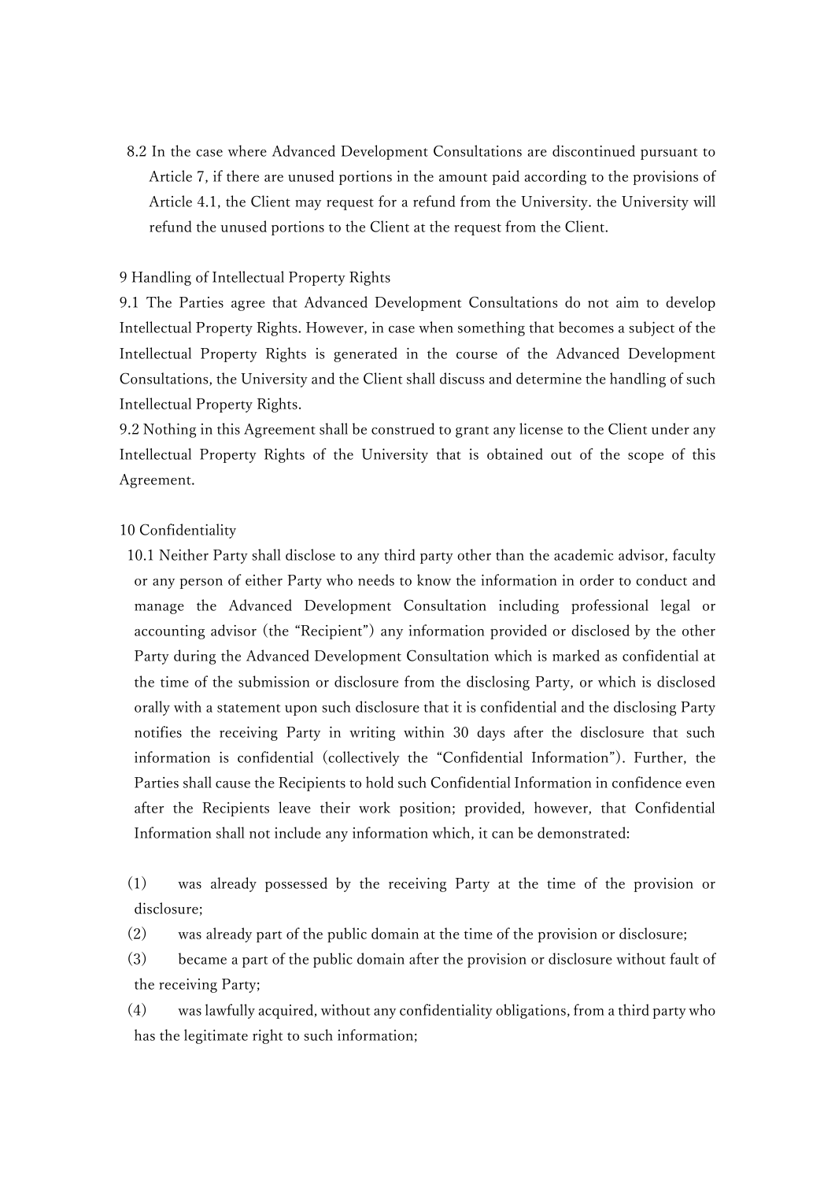8.2 In the case where Advanced Development Consultations are discontinued pursuant to Article 7, if there are unused portions in the amount paid according to the provisions of Article 4.1, the Client may request for a refund from the University. the University will refund the unused portions to the Client at the request from the Client.

9 Handling of Intellectual Property Rights

9.1 The Parties agree that Advanced Development Consultations do not aim to develop Intellectual Property Rights. However, in case when something that becomes a subject of the Intellectual Property Rights is generated in the course of the Advanced Development Consultations, the University and the Client shall discuss and determine the handling of such Intellectual Property Rights.

9.2 Nothing in this Agreement shall be construed to grant any license to the Client under any Intellectual Property Rights of the University that is obtained out of the scope of this Agreement.

10 Confidentiality

10.1 Neither Party shall disclose to any third party other than the academic advisor, faculty or any person of either Party who needs to know the information in order to conduct and manage the Advanced Development Consultation including professional legal or accounting advisor (the "Recipient") any information provided or disclosed by the other Party during the Advanced Development Consultation which is marked as confidential at the time of the submission or disclosure from the disclosing Party, or which is disclosed orally with a statement upon such disclosure that it is confidential and the disclosing Party notifies the receiving Party in writing within 30 days after the disclosure that such information is confidential (collectively the "Confidential Information"). Further, the Parties shall cause the Recipients to hold such Confidential Information in confidence even after the Recipients leave their work position; provided, however, that Confidential Information shall not include any information which, it can be demonstrated:

(1) was already possessed by the receiving Party at the time of the provision or disclosure;

(2) was already part of the public domain at the time of the provision or disclosure;

(3) became a part of the public domain after the provision or disclosure without fault of the receiving Party;

(4) was lawfully acquired, without any confidentiality obligations, from a third party who has the legitimate right to such information;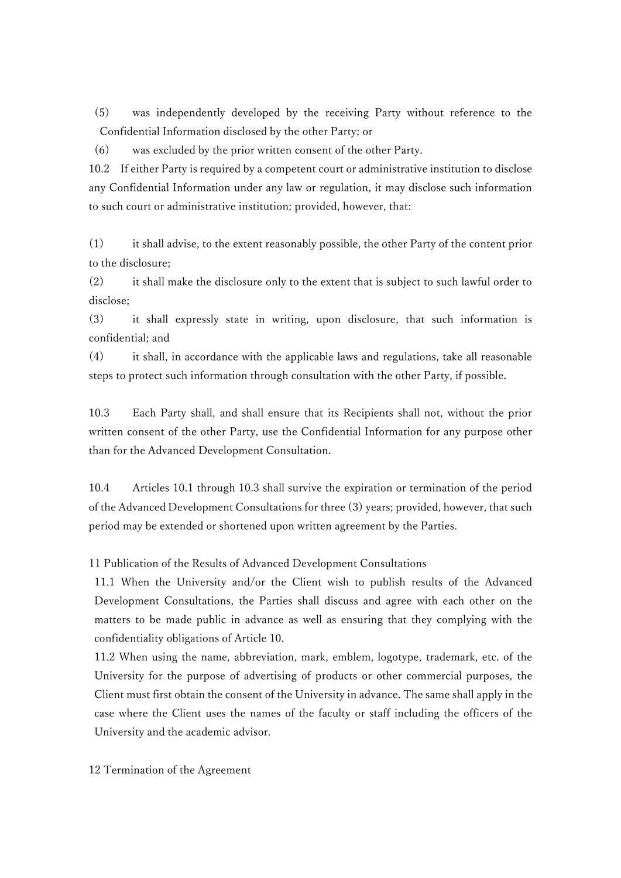(5) was independently developed by the receiving Party without reference to the Confidential Information disclosed by the other Party; or

(6) was excluded by the prior written consent of the other Party.

10.2 If either Party is required by a competent court or administrative institution to disclose any Confidential Information under any law or regulation, it may disclose such information to such court or administrative institution; provided, however, that:

(1) it shall advise, to the extent reasonably possible, the other Party of the content prior to the disclosure;

(2) it shall make the disclosure only to the extent that is subject to such lawful order to disclose;

(3) it shall expressly state in writing, upon disclosure, that such information is confidential; and

(4) it shall, in accordance with the applicable laws and regulations, take all reasonable steps to protect such information through consultation with the other Party, if possible.

10.3 Each Party shall, and shall ensure that its Recipients shall not, without the prior written consent of the other Party, use the Confidential Information for any purpose other than for the Advanced Development Consultation.

10.4 Articles 10.1 through 10.3 shall survive the expiration or termination of the period of the Advanced Development Consultations for three (3) years; provided, however, that such period may be extended or shortened upon written agreement by the Parties.

11 Publication of the Results of Advanced Development Consultations

11.1 When the University and/or the Client wish to publish results of the Advanced Development Consultations, the Parties shall discuss and agree with each other on the matters to be made public in advance as well as ensuring that they complying with the confidentiality obligations of Article 10.

11.2 When using the name, abbreviation, mark, emblem, logotype, trademark, etc. of the University for the purpose of advertising of products or other commercial purposes, the Client must first obtain the consent of the University in advance. The same shall apply in the case where the Client uses the names of the faculty or staff including the officers of the University and the academic advisor.

12 Termination of the Agreement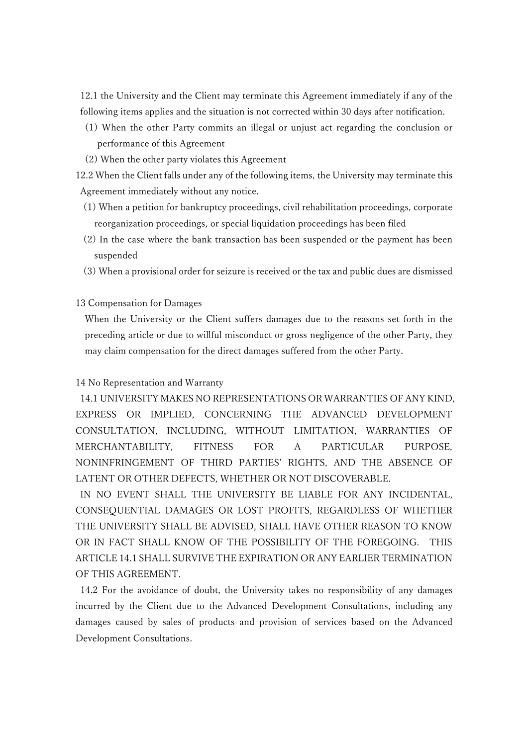12.1 the University and the Client may terminate this Agreement immediately if any of the following items applies and the situation is not corrected within 30 days after notification.

(1) When the other Party commits an illegal or unjust act regarding the conclusion or performance of this Agreement

(2) When the other party violates this Agreement

12.2 When the Client falls under any of the following items, the University may terminate this Agreement immediately without any notice.

(1) When a petition for bankruptcy proceedings, civil rehabilitation proceedings, corporate reorganization proceedings, or special liquidation proceedings has been filed

(2) In the case where the bank transaction has been suspended or the payment has been suspended

(3) When a provisional order for seizure is received or the tax and public dues are dismissed

## 13 Compensation for Damages

When the University or the Client suffers damages due to the reasons set forth in the preceding article or due to willful misconduct or gross negligence of the other Party, they may claim compensation for the direct damages suffered from the other Party.

## 14 No Representation and Warranty

14.1 UNIVERSITY MAKES NO REPRESENTATIONS OR WARRANTIES OF ANY KIND, EXPRESS OR IMPLIED, CONCERNING THE ADVANCED DEVELOPMENT CONSULTATION, INCLUDING, WITHOUT LIMITATION, WARRANTIES OF MERCHANTABILITY, FITNESS FOR A PARTICULAR PURPOSE, NONINFRINGEMENT OF THIRD PARTIES' RIGHTS, AND THE ABSENCE OF LATENT OR OTHER DEFECTS, WHETHER OR NOT DISCOVERABLE.

IN NO EVENT SHALL THE UNIVERSITY BE LIABLE FOR ANY INCIDENTAL, CONSEQUENTIAL DAMAGES OR LOST PROFITS, REGARDLESS OF WHETHER THE UNIVERSITY SHALL BE ADVISED, SHALL HAVE OTHER REASON TO KNOW OR IN FACT SHALL KNOW OF THE POSSIBILITY OF THE FOREGOING. THIS ARTICLE 14.1 SHALL SURVIVE THE EXPIRATION OR ANY EARLIER TERMINATION OF THIS AGREEMENT.

14.2 For the avoidance of doubt, the University takes no responsibility of any damages incurred by the Client due to the Advanced Development Consultations, including any damages caused by sales of products and provision of services based on the Advanced Development Consultations.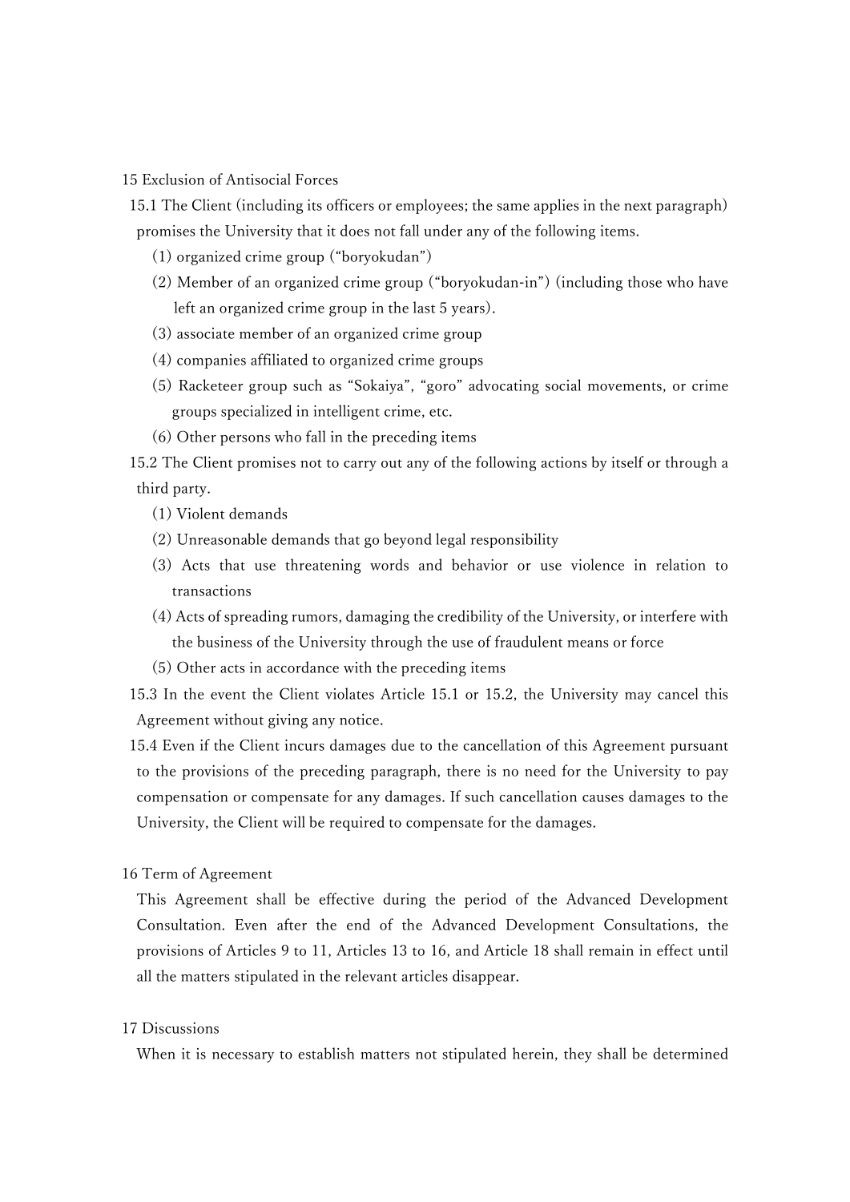## 15 Exclusion of Antisocial Forces

15.1 The Client (including its officers or employees; the same applies in the next paragraph) promises the University that it does not fall under any of the following items.

(1) organized crime group ("boryokudan")

(2) Member of an organized crime group ("boryokudan-in") (including those who have left an organized crime group in the last 5 years).

(3) associate member of an organized crime group

(4) companies affiliated to organized crime groups

(5) Racketeer group such as "Sokaiya", "goro" advocating social movements, or crime groups specialized in intelligent crime, etc.

(6) Other persons who fall in the preceding items

15.2 The Client promises not to carry out any of the following actions by itself or through a third party.

(1) Violent demands

(2) Unreasonable demands that go beyond legal responsibility

(3) Acts that use threatening words and behavior or use violence in relation to transactions

(4) Acts of spreading rumors, damaging the credibility of the University, or interfere with the business of the University through the use of fraudulent means or force

(5) Other acts in accordance with the preceding items

15.3 In the event the Client violates Article 15.1 or 15.2, the University may cancel this Agreement without giving any notice.

15.4 Even if the Client incurs damages due to the cancellation of this Agreement pursuant to the provisions of the preceding paragraph, there is no need for the University to pay compensation or compensate for any damages. If such cancellation causes damages to the University, the Client will be required to compensate for the damages.

## 16 Term of Agreement

This Agreement shall be effective during the period of the Advanced Development Consultation. Even after the end of the Advanced Development Consultations, the provisions of Articles 9 to 11, Articles 13 to 16, and Article 18 shall remain in effect until all the matters stipulated in the relevant articles disappear.

## 17 Discussions

When it is necessary to establish matters not stipulated herein, they shall be determined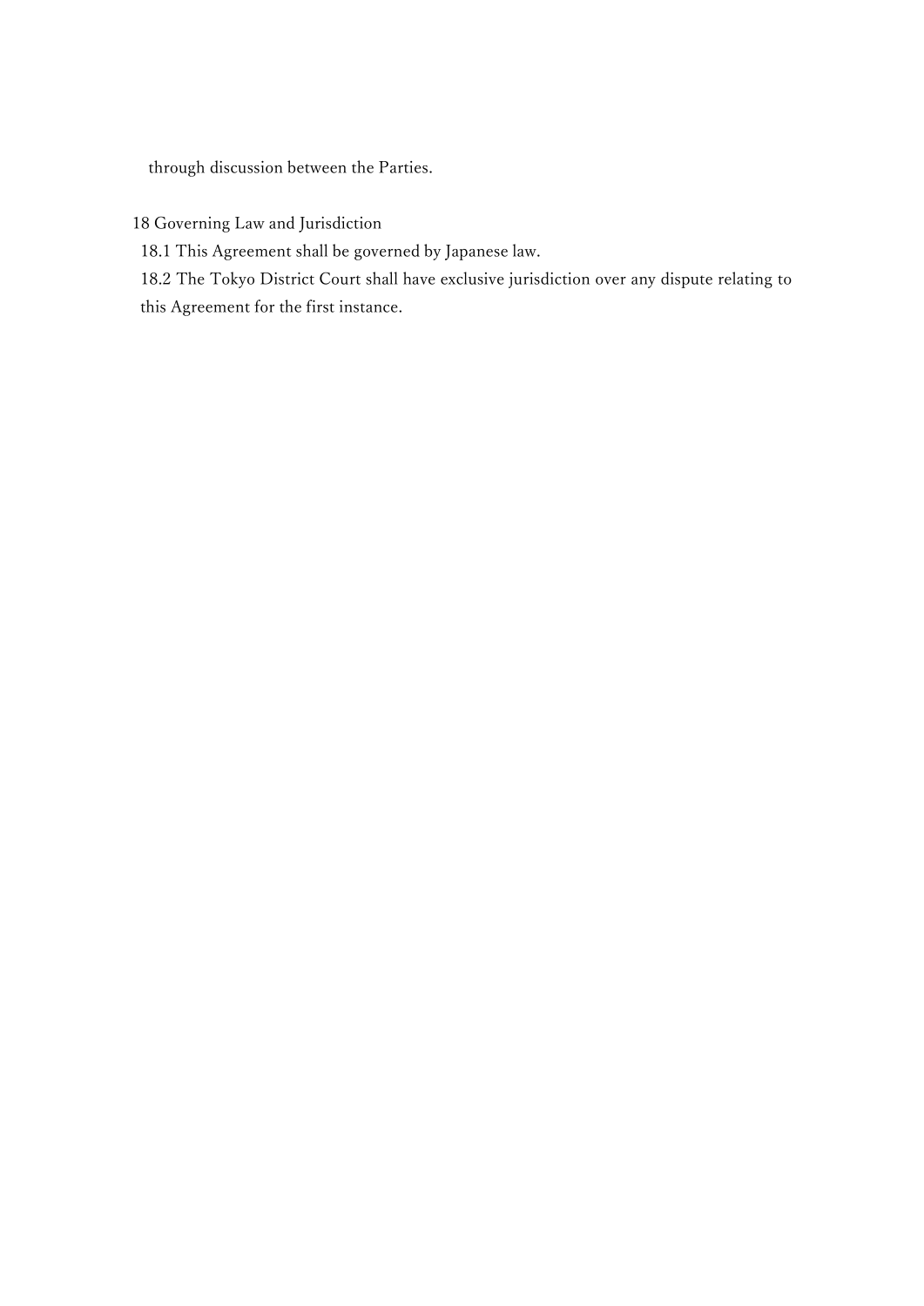through discussion between the Parties.

## 18 Governing Law and Jurisdiction

18.1 This Agreement shall be governed by Japanese law.

18.2 The Tokyo District Court shall have exclusive jurisdiction over any dispute relating to this Agreement for the first instance.